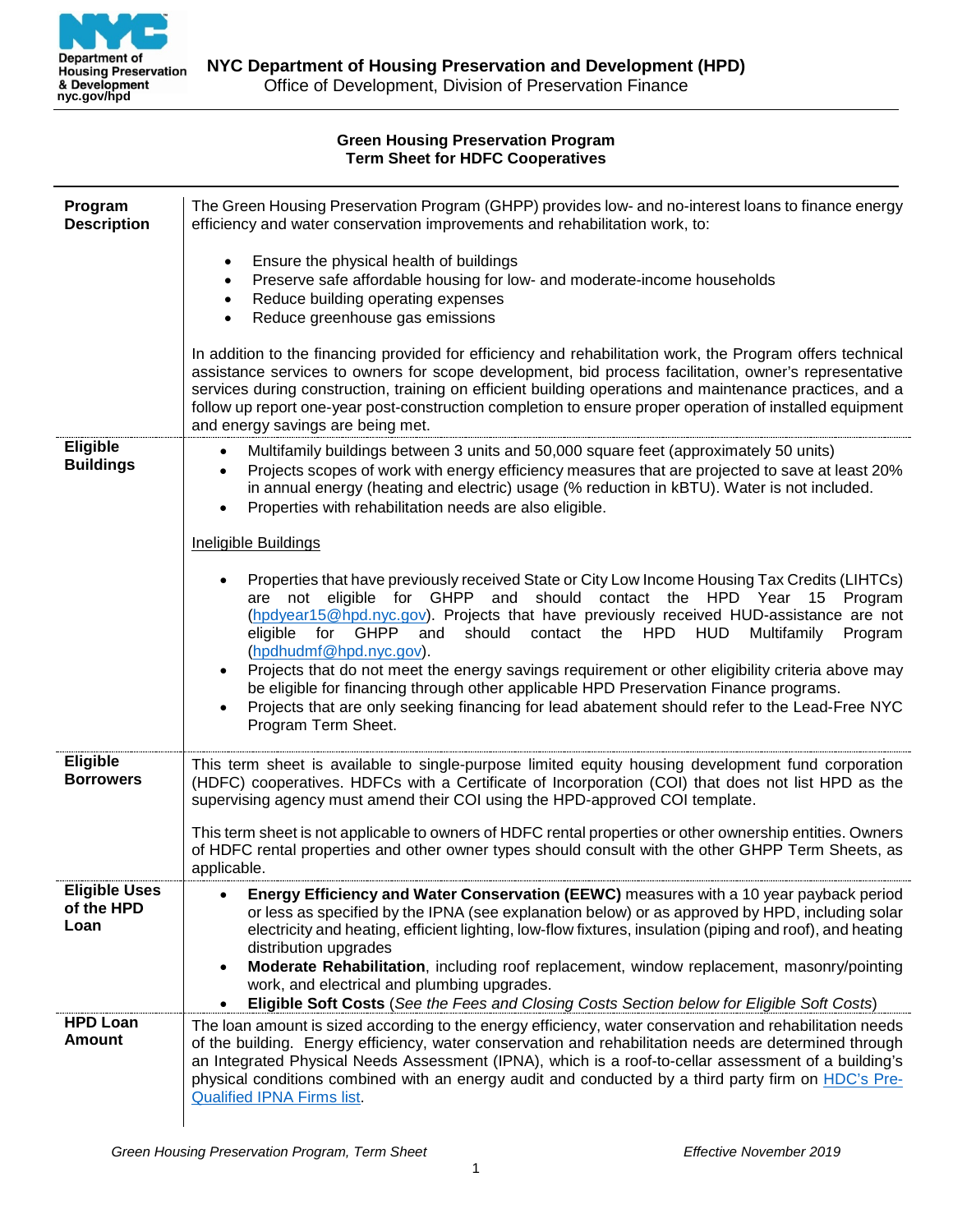**NYC Department of Housing Preservation and Development (HPD)**
Office of Development, Division of Preservation Finance

## Green Housing Preservation Program
## Term Sheet for HDFC Cooperatives

| | |
|---|---|
| **Program Description** | The Green Housing Preservation Program (GHPP) provides low- and no-interest loans to finance energy efficiency and water conservation improvements and rehabilitation work, to:<br><br>• Ensure the physical health of buildings<br>• Preserve safe affordable housing for low- and moderate-income households<br>• Reduce building operating expenses<br>• Reduce greenhouse gas emissions<br><br>In addition to the financing provided for efficiency and rehabilitation work, the Program offers technical assistance services to owners for scope development, bid process facilitation, owner's representative services during construction, training on efficient building operations and maintenance practices, and a follow up report one-year post-construction completion to ensure proper operation of installed equipment and energy savings are being met. |
| **Eligible Buildings** | • Multifamily buildings between 3 units and 50,000 square feet (approximately 50 units)<br>• Projects scopes of work with energy efficiency measures that are projected to save at least 20% in annual energy (heating and electric) usage (% reduction in kBTU). Water is not included.<br>• Properties with rehabilitation needs are also eligible.<br><br>Ineligible Buildings<br><br>• Properties that have previously received State or City Low Income Housing Tax Credits (LIHTCs) are not eligible for GHPP and should contact the HPD Year 15 Program (hpdyear15@hpd.nyc.gov). Projects that have previously received HUD-assistance are not eligible for GHPP and should contact the HPD HUD Multifamily Program (hpdhudmf@hpd.nyc.gov).<br>• Projects that do not meet the energy savings requirement or other eligibility criteria above may be eligible for financing through other applicable HPD Preservation Finance programs.<br>• Projects that are only seeking financing for lead abatement should refer to the Lead-Free NYC Program Term Sheet. |
| **Eligible Borrowers** | This term sheet is available to single-purpose limited equity housing development fund corporation (HDFC) cooperatives. HDFCs with a Certificate of Incorporation (COI) that does not list HPD as the supervising agency must amend their COI using the HPD-approved COI template.<br><br>This term sheet is not applicable to owners of HDFC rental properties or other ownership entities. Owners of HDFC rental properties and other owner types should consult with the other GHPP Term Sheets, as applicable. |
| **Eligible Uses of the HPD Loan** | • **Energy Efficiency and Water Conservation (EEWC)** measures with a 10 year payback period or less as specified by the IPNA (see explanation below) or as approved by HPD, including solar electricity and heating, efficient lighting, low-flow fixtures, insulation (piping and roof), and heating distribution upgrades<br>• **Moderate Rehabilitation**, including roof replacement, window replacement, masonry/pointing work, and electrical and plumbing upgrades.<br>• **Eligible Soft Costs** (*See the Fees and Closing Costs Section below for Eligible Soft Costs*) |
| **HPD Loan Amount** | The loan amount is sized according to the energy efficiency, water conservation and rehabilitation needs of the building. Energy efficiency, water conservation and rehabilitation needs are determined through an Integrated Physical Needs Assessment (IPNA), which is a roof-to-cellar assessment of a building's physical conditions combined with an energy audit and conducted by a third party firm on HDC's Pre-Qualified IPNA Firms list. |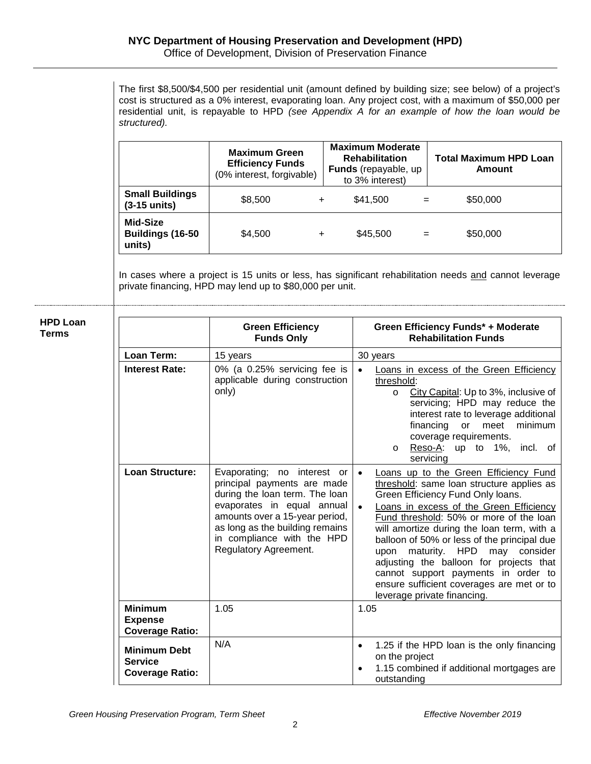The first $8,500/$4,500 per residential unit (amount defined by building size; see below) of a project's cost is structured as a 0% interest, evaporating loan. Any project cost, with a maximum of $50,000 per residential unit, is repayable to HPD *(see Appendix A for an example of how the loan would be structured).*

| | **Maximum Green Efficiency Funds** (0% interest, forgivable) | | **Maximum Moderate Rehabilitation Funds** (repayable, up to 3% interest) | | **Total Maximum HPD Loan Amount** |
|---|---|---|---|---|---|
| **Small Buildings (3-15 units)** | $8,500 | + | $41,500 | = | $50,000 |
| **Mid-Size Buildings (16-50 units)** | $4,500 | + | $45,500 | = | $50,000 |

In cases where a project is 15 units or less, has significant rehabilitation needs and cannot leverage private financing, HPD may lend up to $80,000 per unit.

**HPD Loan Terms**

| | **Green Efficiency Funds Only** | **Green Efficiency Funds* + Moderate Rehabilitation Funds** |
|---|---|---|
| **Loan Term:** | 15 years | 30 years |
| **Interest Rate:** | 0% (a 0.25% servicing fee is applicable during construction only) | • Loans in excess of the Green Efficiency threshold:<br>o City Capital: Up to 3%, inclusive of servicing; HPD may reduce the interest rate to leverage additional financing or meet minimum coverage requirements.<br>o Reso-A: up to 1%, incl. of servicing |
| **Loan Structure:** | Evaporating; no interest or principal payments are made during the loan term. The loan evaporates in equal annual amounts over a 15-year period, as long as the building remains in compliance with the HPD Regulatory Agreement. | • Loans up to the Green Efficiency Fund threshold: same loan structure applies as Green Efficiency Fund Only loans.<br>• Loans in excess of the Green Efficiency Fund threshold: 50% or more of the loan will amortize during the loan term, with a balloon of 50% or less of the principal due upon maturity. HPD may consider adjusting the balloon for projects that cannot support payments in order to ensure sufficient coverages are met or to leverage private financing. |
| **Minimum Expense Coverage Ratio:** | 1.05 | 1.05 |
| **Minimum Debt Service Coverage Ratio:** | N/A | • 1.25 if the HPD loan is the only financing on the project<br>• 1.15 combined if additional mortgages are outstanding |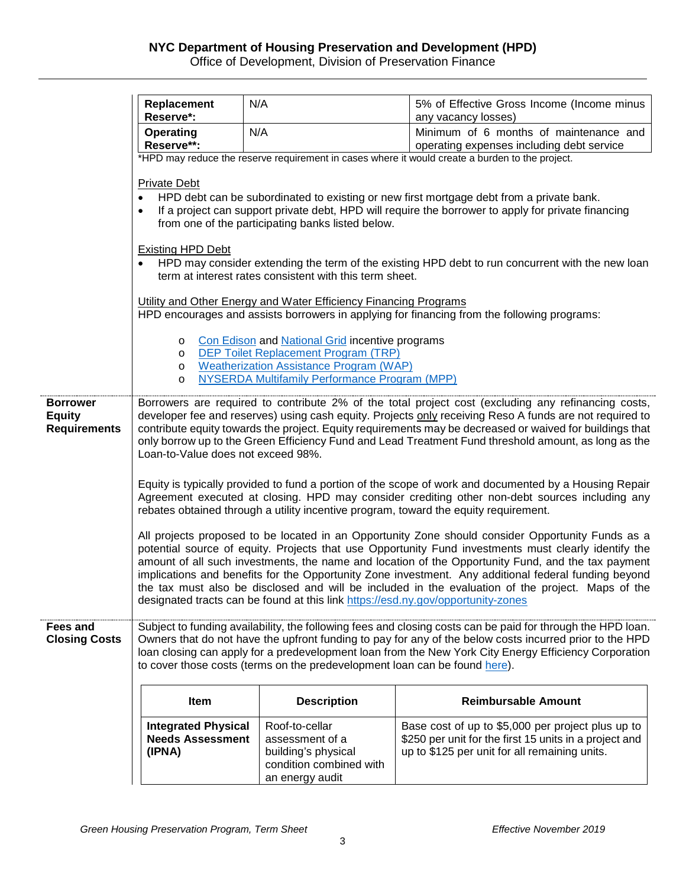| | | |
|---|---|---|
| **Replacement Reserve*:** | N/A | 5% of Effective Gross Income (Income minus any vacancy losses) |
| **Operating Reserve**:** | N/A | Minimum of 6 months of maintenance and operating expenses including debt service |

*HPD may reduce the reserve requirement in cases where it would create a burden to the project.

Private Debt

- HPD debt can be subordinated to existing or new first mortgage debt from a private bank.
- If a project can support private debt, HPD will require the borrower to apply for private financing from one of the participating banks listed below.

Existing HPD Debt

- HPD may consider extending the term of the existing HPD debt to run concurrent with the new loan term at interest rates consistent with this term sheet.

Utility and Other Energy and Water Efficiency Financing Programs

HPD encourages and assists borrowers in applying for financing from the following programs:

- Con Edison and National Grid incentive programs
- DEP Toilet Replacement Program (TRP)
- Weatherization Assistance Program (WAP)
- NYSERDA Multifamily Performance Program (MPP)

**Borrower Equity Requirements**

Borrowers are required to contribute 2% of the total project cost (excluding any refinancing costs, developer fee and reserves) using cash equity. Projects only receiving Reso A funds are not required to contribute equity towards the project. Equity requirements may be decreased or waived for buildings that only borrow up to the Green Efficiency Fund and Lead Treatment Fund threshold amount, as long as the Loan-to-Value does not exceed 98%.

Equity is typically provided to fund a portion of the scope of work and documented by a Housing Repair Agreement executed at closing. HPD may consider crediting other non-debt sources including any rebates obtained through a utility incentive program, toward the equity requirement.

All projects proposed to be located in an Opportunity Zone should consider Opportunity Funds as a potential source of equity. Projects that use Opportunity Fund investments must clearly identify the amount of all such investments, the name and location of the Opportunity Fund, and the tax payment implications and benefits for the Opportunity Zone investment. Any additional federal funding beyond the tax must also be disclosed and will be included in the evaluation of the project. Maps of the designated tracts can be found at this link https://esd.ny.gov/opportunity-zones

**Fees and Closing Costs**

Subject to funding availability, the following fees and closing costs can be paid for through the HPD loan. Owners that do not have the upfront funding to pay for any of the below costs incurred prior to the HPD loan closing can apply for a predevelopment loan from the New York City Energy Efficiency Corporation to cover those costs (terms on the predevelopment loan can be found here).

| Item | Description | Reimbursable Amount |
|---|---|---|
| **Integrated Physical Needs Assessment (IPNA)** | Roof-to-cellar assessment of a building's physical condition combined with an energy audit | Base cost of up to $5,000 per project plus up to $250 per unit for the first 15 units in a project and up to $125 per unit for all remaining units. |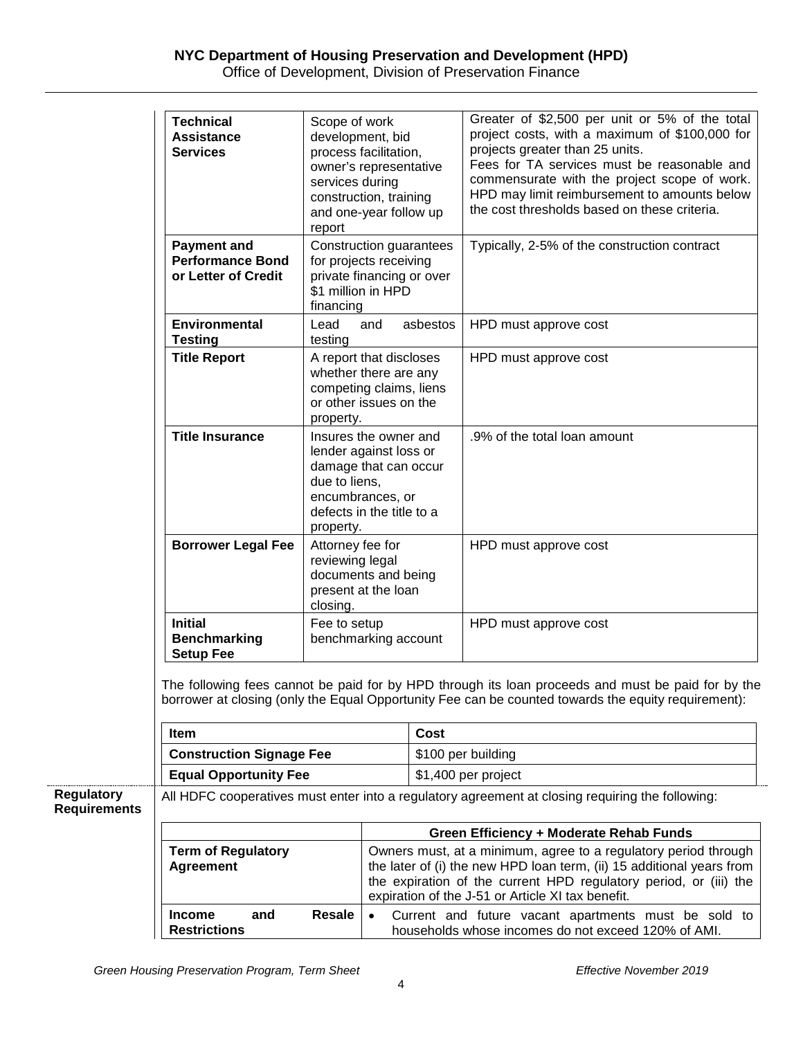| | | |
|---|---|---|
| **Technical Assistance Services** | Scope of work development, bid process facilitation, owner's representative services during construction, training and one-year follow up report | Greater of $2,500 per unit or 5% of the total project costs, with a maximum of $100,000 for projects greater than 25 units. Fees for TA services must be reasonable and commensurate with the project scope of work. HPD may limit reimbursement to amounts below the cost thresholds based on these criteria. |
| **Payment and Performance Bond or Letter of Credit** | Construction guarantees for projects receiving private financing or over $1 million in HPD financing | Typically, 2-5% of the construction contract |
| **Environmental Testing** | Lead and asbestos testing | HPD must approve cost |
| **Title Report** | A report that discloses whether there are any competing claims, liens or other issues on the property. | HPD must approve cost |
| **Title Insurance** | Insures the owner and lender against loss or damage that can occur due to liens, encumbrances, or defects in the title to a property. | .9% of the total loan amount |
| **Borrower Legal Fee** | Attorney fee for reviewing legal documents and being present at the loan closing. | HPD must approve cost |
| **Initial Benchmarking Setup Fee** | Fee to setup benchmarking account | HPD must approve cost |

The following fees cannot be paid for by HPD through its loan proceeds and must be paid for by the borrower at closing (only the Equal Opportunity Fee can be counted towards the equity requirement):

| **Item** | **Cost** |
|---|---|
| **Construction Signage Fee** | $100 per building |
| **Equal Opportunity Fee** | $1,400 per project |

**Regulatory Requirements**

All HDFC cooperatives must enter into a regulatory agreement at closing requiring the following:

| | **Green Efficiency + Moderate Rehab Funds** |
|---|---|
| **Term of Regulatory Agreement** | Owners must, at a minimum, agree to a regulatory period through the later of (i) the new HPD loan term, (ii) 15 additional years from the expiration of the current HPD regulatory period, or (iii) the expiration of the J-51 or Article XI tax benefit. |
| **Income and Resale Restrictions** | • Current and future vacant apartments must be sold to households whose incomes do not exceed 120% of AMI. |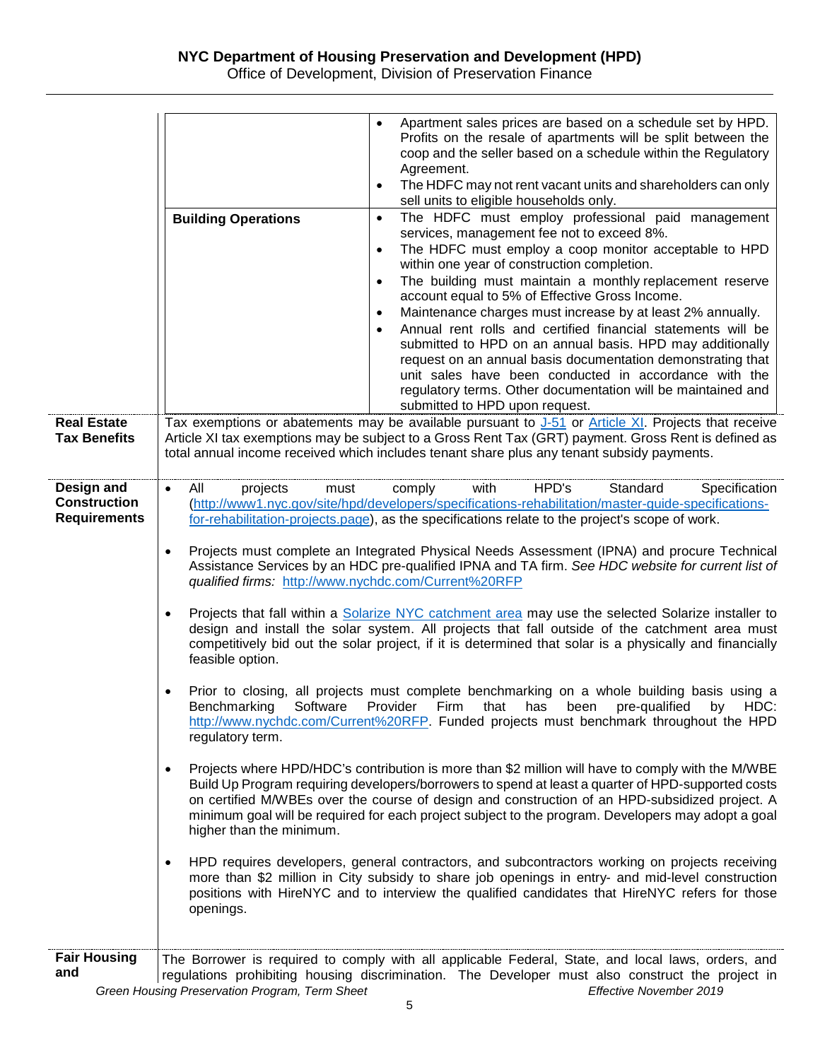| | | |
|---|---|---|
| | | • Apartment sales prices are based on a schedule set by HPD. Profits on the resale of apartments will be split between the coop and the seller based on a schedule within the Regulatory Agreement.<br>• The HDFC may not rent vacant units and shareholders can only sell units to eligible households only. |
| | **Building Operations** | • The HDFC must employ professional paid management services, management fee not to exceed 8%.<br>• The HDFC must employ a coop monitor acceptable to HPD within one year of construction completion.<br>• The building must maintain a monthly replacement reserve account equal to 5% of Effective Gross Income.<br>• Maintenance charges must increase by at least 2% annually.<br>• Annual rent rolls and certified financial statements will be submitted to HPD on an annual basis. HPD may additionally request on an annual basis documentation demonstrating that unit sales have been conducted in accordance with the regulatory terms. Other documentation will be maintained and submitted to HPD upon request. |

**Real Estate Tax Benefits**

Tax exemptions or abatements may be available pursuant to J-51 or Article XI. Projects that receive Article XI tax exemptions may be subject to a Gross Rent Tax (GRT) payment. Gross Rent is defined as total annual income received which includes tenant share plus any tenant subsidy payments.

**Design and Construction Requirements**

- All projects must comply with HPD's Standard Specification (http://www1.nyc.gov/site/hpd/developers/specifications-rehabilitation/master-guide-specifications-for-rehabilitation-projects.page), as the specifications relate to the project's scope of work.

- Projects must complete an Integrated Physical Needs Assessment (IPNA) and procure Technical Assistance Services by an HDC pre-qualified IPNA and TA firm. *See HDC website for current list of qualified firms:* http://www.nychdc.com/Current%20RFP

- Projects that fall within a Solarize NYC catchment area may use the selected Solarize installer to design and install the solar system. All projects that fall outside of the catchment area must competitively bid out the solar project, if it is determined that solar is a physically and financially feasible option.

- Prior to closing, all projects must complete benchmarking on a whole building basis using a Benchmarking Software Provider Firm that has been pre-qualified by HDC: http://www.nychdc.com/Current%20RFP. Funded projects must benchmark throughout the HPD regulatory term.

- Projects where HPD/HDC's contribution is more than $2 million will have to comply with the M/WBE Build Up Program requiring developers/borrowers to spend at least a quarter of HPD-supported costs on certified M/WBEs over the course of design and construction of an HPD-subsidized project. A minimum goal will be required for each project subject to the program. Developers may adopt a goal higher than the minimum.

- HPD requires developers, general contractors, and subcontractors working on projects receiving more than $2 million in City subsidy to share job openings in entry- and mid-level construction positions with HireNYC and to interview the qualified candidates that HireNYC refers for those openings.

**Fair Housing and**

The Borrower is required to comply with all applicable Federal, State, and local laws, orders, and regulations prohibiting housing discrimination. The Developer must also construct the project in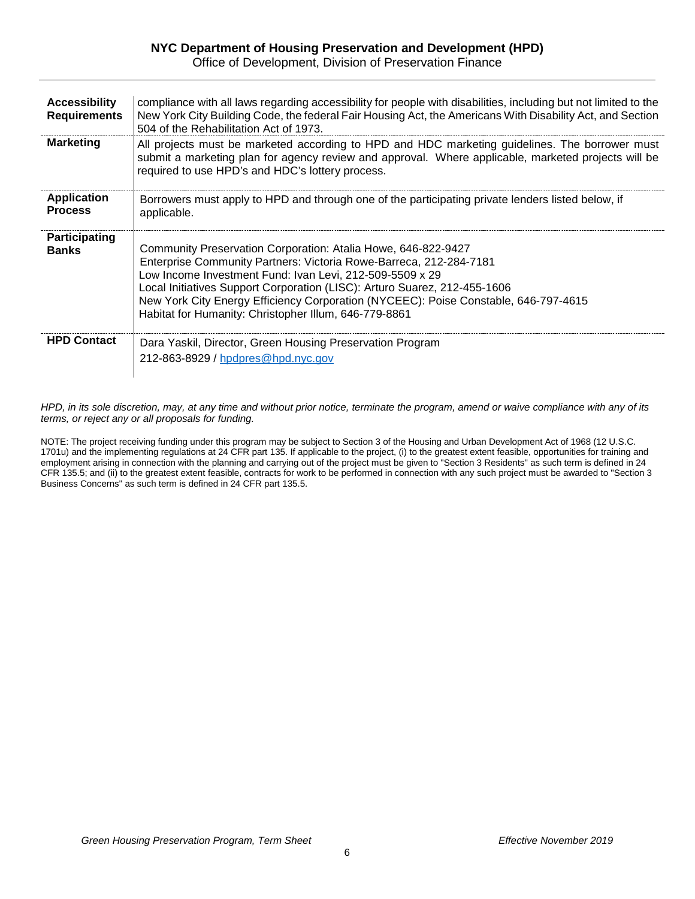| | |
|---|---|
| **Accessibility Requirements** | compliance with all laws regarding accessibility for people with disabilities, including but not limited to the New York City Building Code, the federal Fair Housing Act, the Americans With Disability Act, and Section 504 of the Rehabilitation Act of 1973. |
| **Marketing** | All projects must be marketed according to HPD and HDC marketing guidelines. The borrower must submit a marketing plan for agency review and approval. Where applicable, marketed projects will be required to use HPD's and HDC's lottery process. |
| **Application Process** | Borrowers must apply to HPD and through one of the participating private lenders listed below, if applicable. |
| **Participating Banks** | Community Preservation Corporation: Atalia Howe, 646-822-9427<br>Enterprise Community Partners: Victoria Rowe-Barreca, 212-284-7181<br>Low Income Investment Fund: Ivan Levi, 212-509-5509 x 29<br>Local Initiatives Support Corporation (LISC): Arturo Suarez, 212-455-1606<br>New York City Energy Efficiency Corporation (NYCEEC): Poise Constable, 646-797-4615<br>Habitat for Humanity: Christopher Illum, 646-779-8861 |
| **HPD Contact** | Dara Yaskil, Director, Green Housing Preservation Program<br>212-863-8929 / hpdpres@hpd.nyc.gov |

*HPD, in its sole discretion, may, at any time and without prior notice, terminate the program, amend or waive compliance with any of its terms, or reject any or all proposals for funding.*

NOTE: The project receiving funding under this program may be subject to Section 3 of the Housing and Urban Development Act of 1968 (12 U.S.C. 1701u) and the implementing regulations at 24 CFR part 135. If applicable to the project, (i) to the greatest extent feasible, opportunities for training and employment arising in connection with the planning and carrying out of the project must be given to "Section 3 Residents" as such term is defined in 24 CFR 135.5; and (ii) to the greatest extent feasible, contracts for work to be performed in connection with any such project must be awarded to "Section 3 Business Concerns" as such term is defined in 24 CFR part 135.5.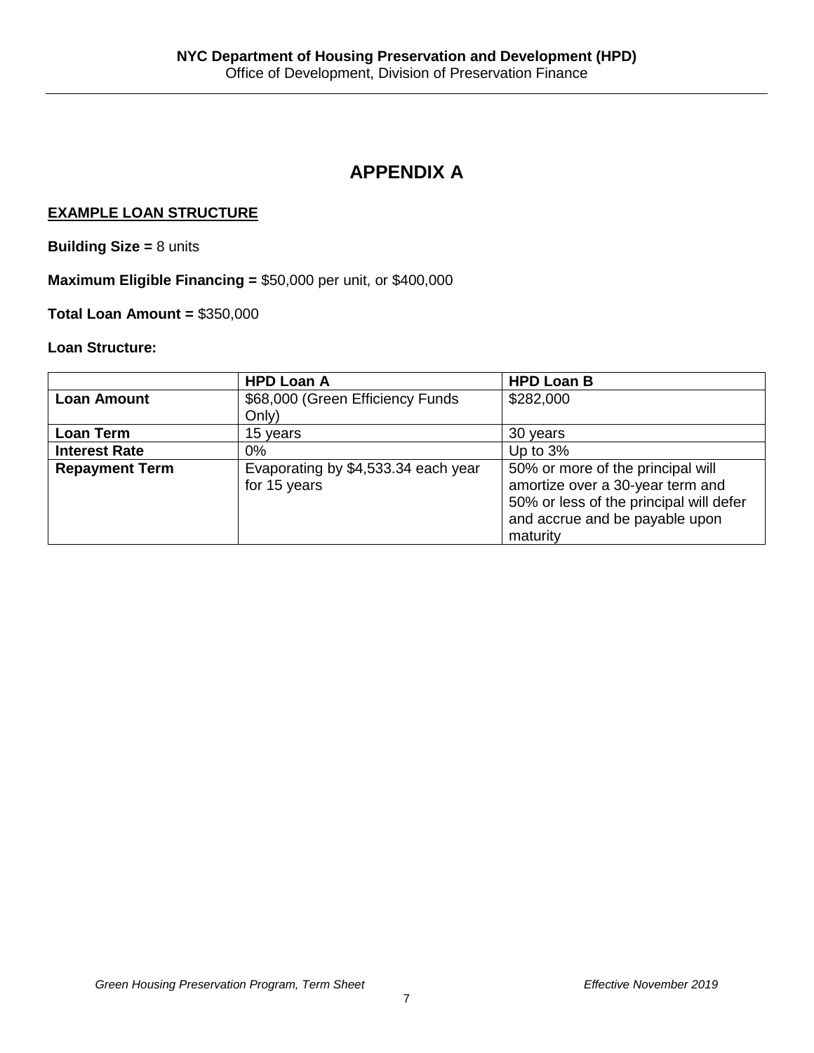# APPENDIX A

**EXAMPLE LOAN STRUCTURE**

**Building Size =** 8 units

**Maximum Eligible Financing =** $50,000 per unit, or $400,000

**Total Loan Amount =** $350,000

**Loan Structure:**

| | HPD Loan A | HPD Loan B |
|---|---|---|
| **Loan Amount** | $68,000 (Green Efficiency Funds Only) | $282,000 |
| **Loan Term** | 15 years | 30 years |
| **Interest Rate** | 0% | Up to 3% |
| **Repayment Term** | Evaporating by $4,533.34 each year for 15 years | 50% or more of the principal will amortize over a 30-year term and 50% or less of the principal will defer and accrue and be payable upon maturity |